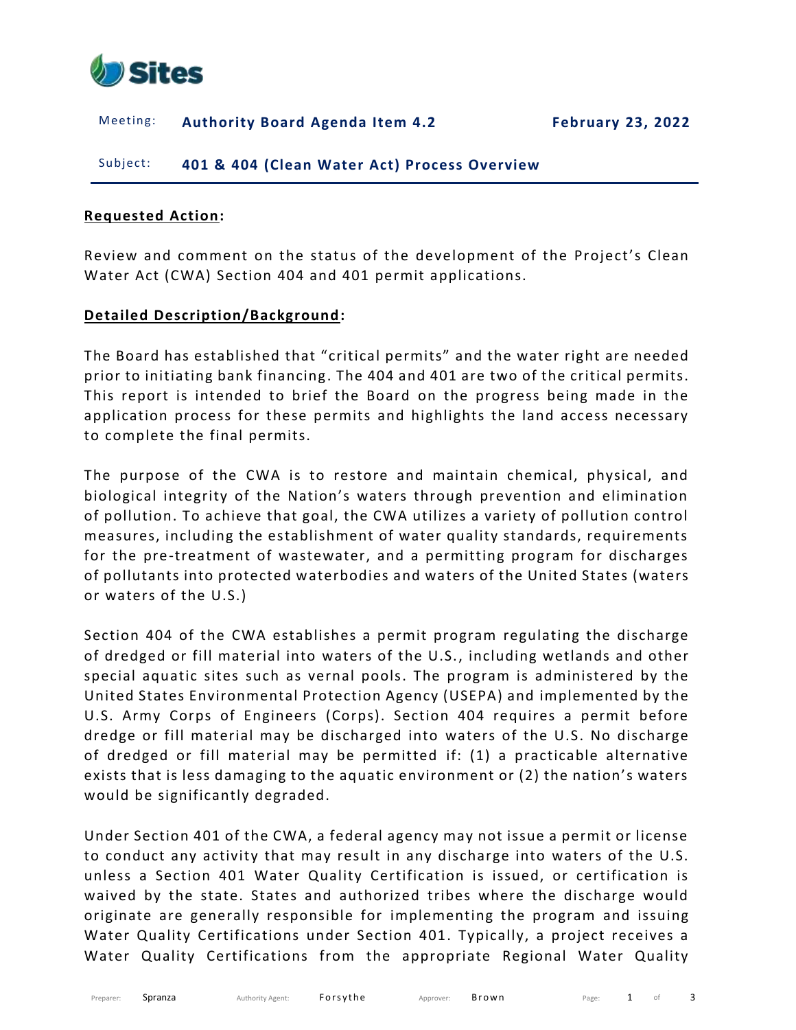Sites

Meeting: **Authority Board Agenda Item 4.2** **February 23, 2022**

Subject: **401 & 404 (Clean Water Act) Process Overview**

**Requested Action:**

Review and comment on the status of the development of the Project's Clean Water Act (CWA) Section 404 and 401 permit applications.

**Detailed Description/Background:**

The Board has established that "critical permits" and the water right are needed prior to initiating bank financing. The 404 and 401 are two of the critical permits. This report is intended to brief the Board on the progress being made in the application process for these permits and highlights the land access necessary to complete the final permits.

The purpose of the CWA is to restore and maintain chemical, physical, and biological integrity of the Nation's waters through prevention and elimination of pollution. To achieve that goal, the CWA utilizes a variety of pollution control measures, including the establishment of water quality standards, requirements for the pre-treatment of wastewater, and a permitting program for discharges of pollutants into protected waterbodies and waters of the United States (waters or waters of the U.S.)

Section 404 of the CWA establishes a permit program regulating the discharge of dredged or fill material into waters of the U.S., including wetlands and other special aquatic sites such as vernal pools. The program is administered by the United States Environmental Protection Agency (USEPA) and implemented by the U.S. Army Corps of Engineers (Corps). Section 404 requires a permit before dredge or fill material may be discharged into waters of the U.S. No discharge of dredged or fill material may be permitted if: (1) a practicable alternative exists that is less damaging to the aquatic environment or (2) the nation's waters would be significantly degraded.

Under Section 401 of the CWA, a federal agency may not issue a permit or license to conduct any activity that may result in any discharge into waters of the U.S. unless a Section 401 Water Quality Certification is issued, or certification is waived by the state. States and authorized tribes where the discharge would originate are generally responsible for implementing the program and issuing Water Quality Certifications under Section 401. Typically, a project receives a Water Quality Certifications from the appropriate Regional Water Quality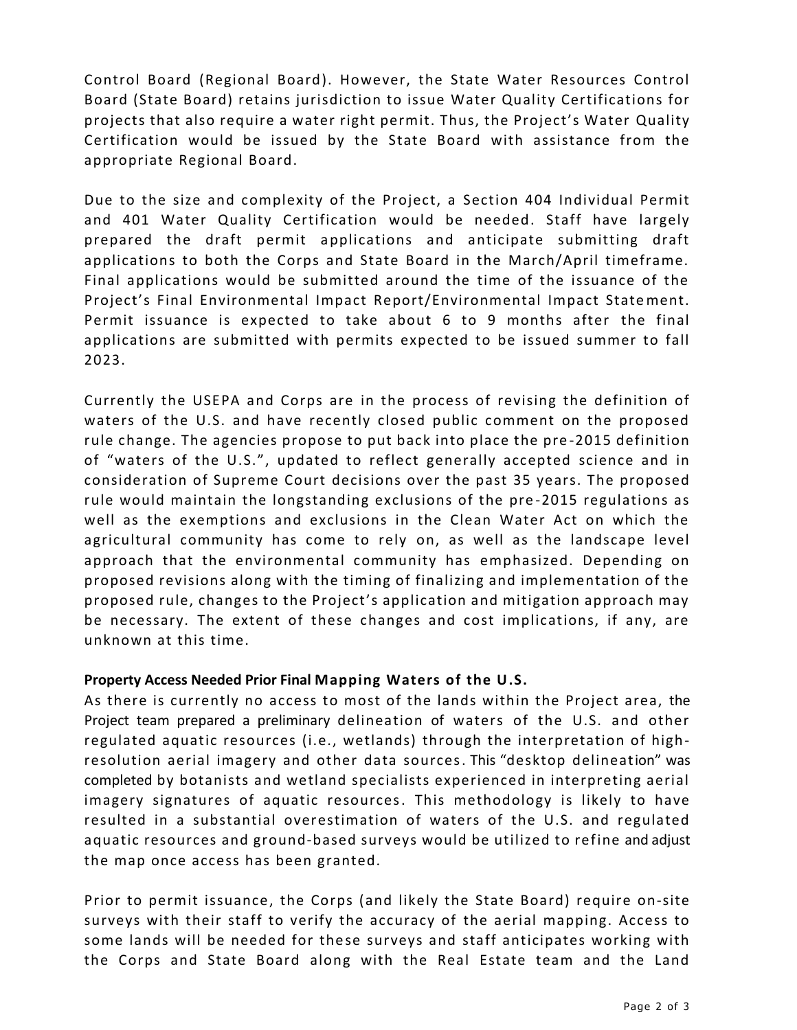Control Board (Regional Board). However, the State Water Resources Control Board (State Board) retains jurisdiction to issue Water Quality Certifications for projects that also require a water right permit. Thus, the Project's Water Quality Certification would be issued by the State Board with assistance from the appropriate Regional Board.

Due to the size and complexity of the Project, a Section 404 Individual Permit and 401 Water Quality Certification would be needed. Staff have largely prepared the draft permit applications and anticipate submitting draft applications to both the Corps and State Board in the March/April timeframe. Final applications would be submitted around the time of the issuance of the Project's Final Environmental Impact Report/Environmental Impact Statement. Permit issuance is expected to take about 6 to 9 months after the final applications are submitted with permits expected to be issued summer to fall 2023.

Currently the USEPA and Corps are in the process of revising the definition of waters of the U.S. and have recently closed public comment on the proposed rule change. The agencies propose to put back into place the pre-2015 definition of "waters of the U.S.", updated to reflect generally accepted science and in consideration of Supreme Court decisions over the past 35 years. The proposed rule would maintain the longstanding exclusions of the pre-2015 regulations as well as the exemptions and exclusions in the Clean Water Act on which the agricultural community has come to rely on, as well as the landscape level approach that the environmental community has emphasized. Depending on proposed revisions along with the timing of finalizing and implementation of the proposed rule, changes to the Project's application and mitigation approach may be necessary. The extent of these changes and cost implications, if any, are unknown at this time.

**Property Access Needed Prior Final Mapping Waters of the U.S.**

As there is currently no access to most of the lands within the Project area, the Project team prepared a preliminary delineation of waters of the U.S. and other regulated aquatic resources (i.e., wetlands) through the interpretation of high-resolution aerial imagery and other data sources. This "desktop delineation" was completed by botanists and wetland specialists experienced in interpreting aerial imagery signatures of aquatic resources. This methodology is likely to have resulted in a substantial overestimation of waters of the U.S. and regulated aquatic resources and ground-based surveys would be utilized to refine and adjust the map once access has been granted.

Prior to permit issuance, the Corps (and likely the State Board) require on-site surveys with their staff to verify the accuracy of the aerial mapping. Access to some lands will be needed for these surveys and staff anticipates working with the Corps and State Board along with the Real Estate team and the Land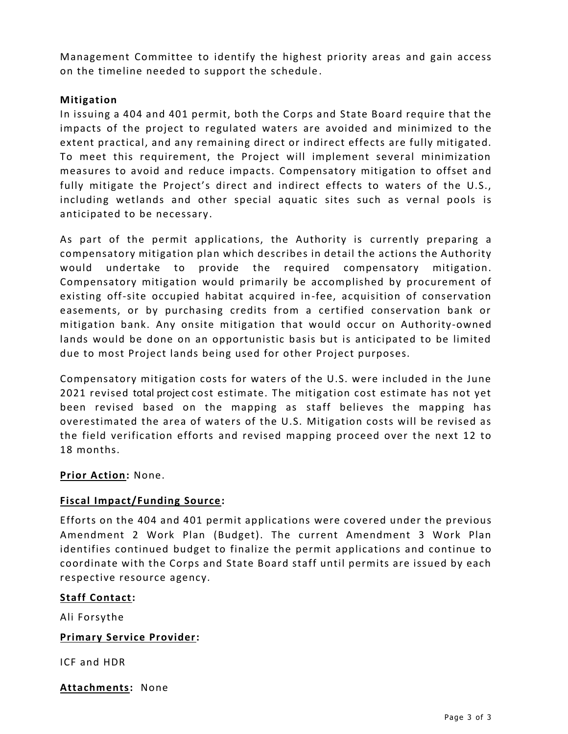Management Committee to identify the highest priority areas and gain access on the timeline needed to support the schedule.

**Mitigation**

In issuing a 404 and 401 permit, both the Corps and State Board require that the impacts of the project to regulated waters are avoided and minimized to the extent practical, and any remaining direct or indirect effects are fully mitigated. To meet this requirement, the Project will implement several minimization measures to avoid and reduce impacts. Compensatory mitigation to offset and fully mitigate the Project's direct and indirect effects to waters of the U.S., including wetlands and other special aquatic sites such as vernal pools is anticipated to be necessary.

As part of the permit applications, the Authority is currently preparing a compensatory mitigation plan which describes in detail the actions the Authority would undertake to provide the required compensatory mitigation. Compensatory mitigation would primarily be accomplished by procurement of existing off-site occupied habitat acquired in-fee, acquisition of conservation easements, or by purchasing credits from a certified conservation bank or mitigation bank. Any onsite mitigation that would occur on Authority-owned lands would be done on an opportunistic basis but is anticipated to be limited due to most Project lands being used for other Project purposes.

Compensatory mitigation costs for waters of the U.S. were included in the June 2021 revised total project cost estimate. The mitigation cost estimate has not yet been revised based on the mapping as staff believes the mapping has overestimated the area of waters of the U.S. Mitigation costs will be revised as the field verification efforts and revised mapping proceed over the next 12 to 18 months.

**Prior Action:** None.

**Fiscal Impact/Funding Source:**

Efforts on the 404 and 401 permit applications were covered under the previous Amendment 2 Work Plan (Budget). The current Amendment 3 Work Plan identifies continued budget to finalize the permit applications and continue to coordinate with the Corps and State Board staff until permits are issued by each respective resource agency.

**Staff Contact:**

Ali Forsythe

**Primary Service Provider:**

ICF and HDR

**Attachments:** None